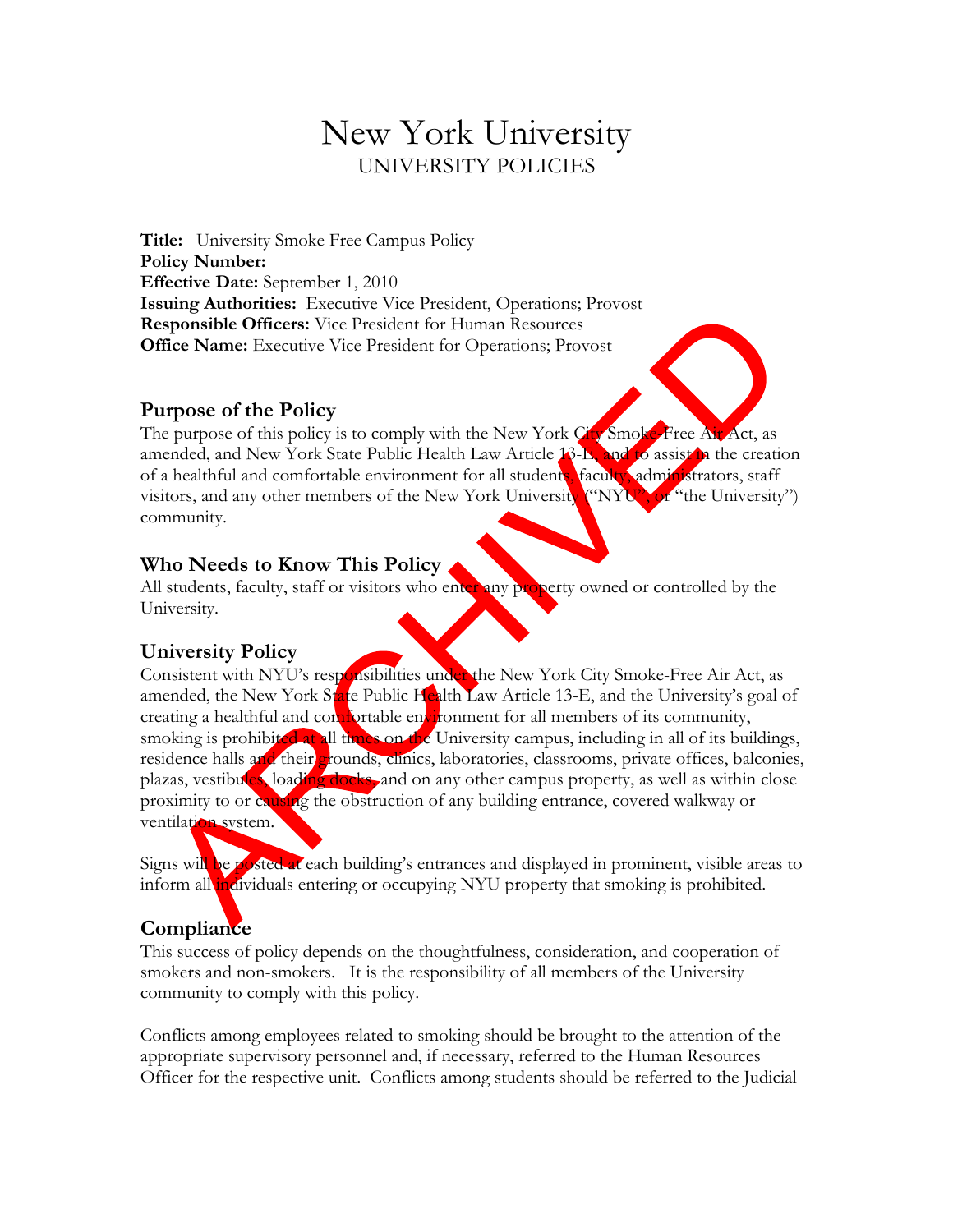# New York University
## UNIVERSITY POLICIES

**Title:** University Smoke Free Campus Policy
**Policy Number:**
**Effective Date:** September 1, 2010
**Issuing Authorities:** Executive Vice President, Operations; Provost
**Responsible Officers:** Vice President for Human Resources
**Office Name:** Executive Vice President for Operations; Provost

ARCHIVED

### Purpose of the Policy

The purpose of this policy is to comply with the New York City Smoke-Free Air Act, as amended, and New York State Public Health Law Article 13-E, and to assist in the creation of a healthful and comfortable environment for all students, faculty, administrators, staff visitors, and any other members of the New York University ("NYU", or "the University") community.

### Who Needs to Know This Policy

All students, faculty, staff or visitors who enter any property owned or controlled by the University.

### University Policy

Consistent with NYU's responsibilities under the New York City Smoke-Free Air Act, as amended, the New York State Public Health Law Article 13-E, and the University's goal of creating a healthful and comfortable environment for all members of its community, smoking is prohibited at all times on the University campus, including in all of its buildings, residence halls and their grounds, clinics, laboratories, classrooms, private offices, balconies, plazas, vestibules, loading docks, and on any other campus property, as well as within close proximity to or causing the obstruction of any building entrance, covered walkway or ventilation system.

Signs will be posted at each building's entrances and displayed in prominent, visible areas to inform all individuals entering or occupying NYU property that smoking is prohibited.

### Compliance

This success of policy depends on the thoughtfulness, consideration, and cooperation of smokers and non-smokers. It is the responsibility of all members of the University community to comply with this policy.

Conflicts among employees related to smoking should be brought to the attention of the appropriate supervisory personnel and, if necessary, referred to the Human Resources Officer for the respective unit. Conflicts among students should be referred to the Judicial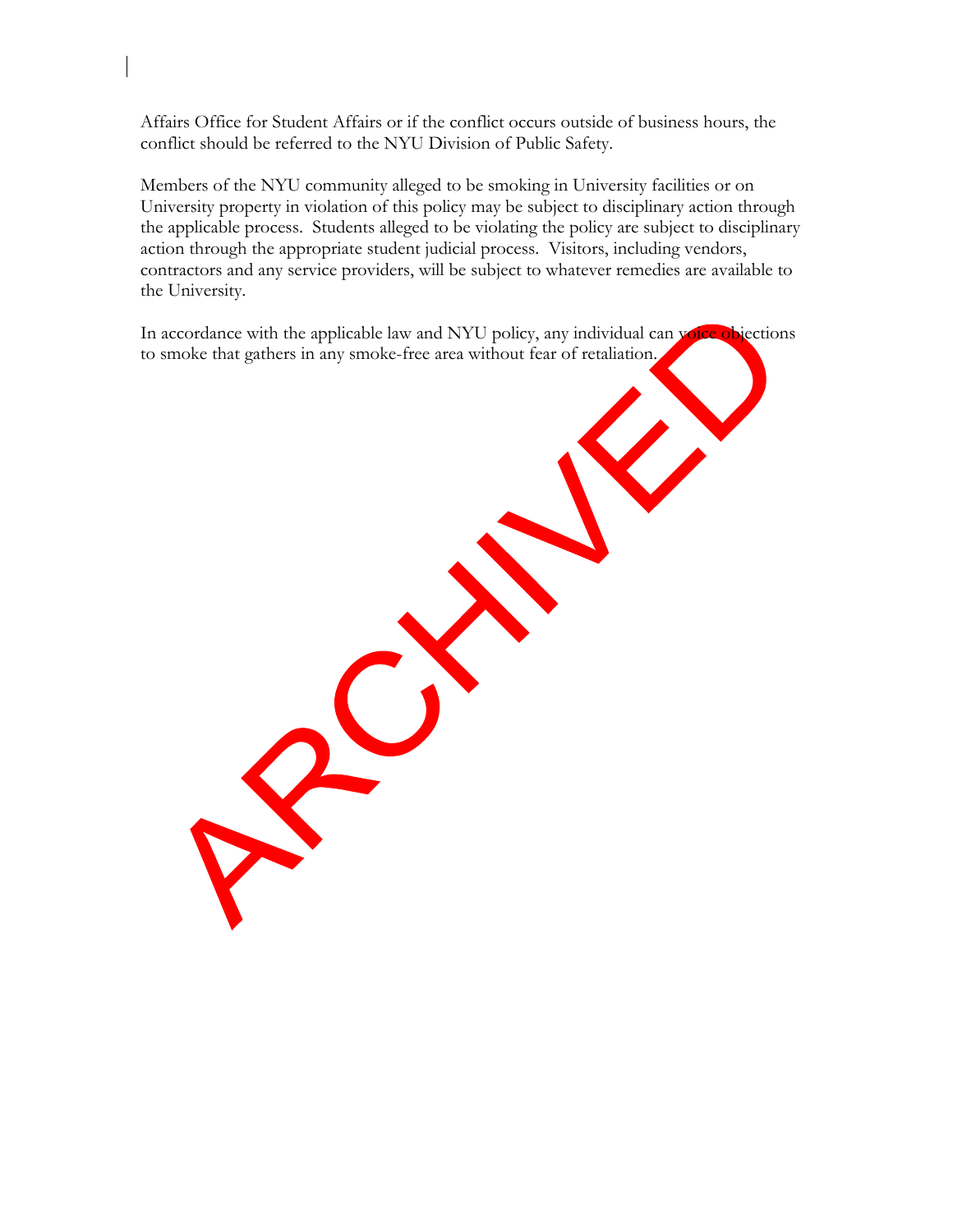Affairs Office for Student Affairs or if the conflict occurs outside of business hours, the conflict should be referred to the NYU Division of Public Safety.

Members of the NYU community alleged to be smoking in University facilities or on University property in violation of this policy may be subject to disciplinary action through the applicable process. Students alleged to be violating the policy are subject to disciplinary action through the appropriate student judicial process. Visitors, including vendors, contractors and any service providers, will be subject to whatever remedies are available to the University.

In accordance with the applicable law and NYU policy, any individual can voice objections to smoke that gathers in any smoke-free area without fear of retaliation.

ARCHIVED